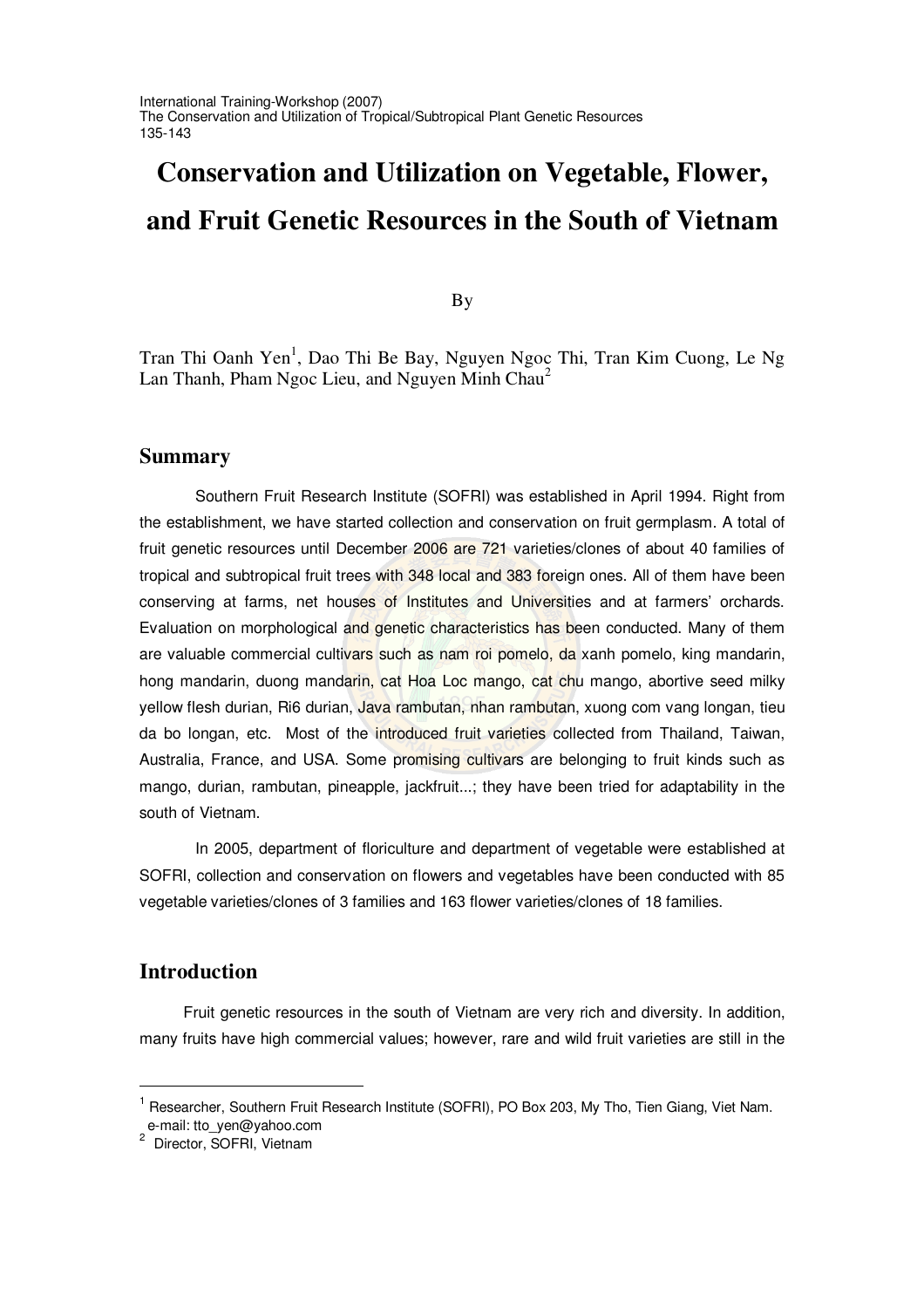# Conservation and Utilization on Vegetable, Flower, and Fruit Genetic Resources in the South of Vietnam

By

Tran Thi Oanh Yen[1], Dao Thi Be Bay, Nguyen Ngoc Thi, Tran Kim Cuong, Le Ng Lan Thanh, Pham Ngoc Lieu, and Nguyen Minh Chau[2]

## Summary

Southern Fruit Research Institute (SOFRI) was established in April 1994. Right from the establishment, we have started collection and conservation on fruit germplasm. A total of fruit genetic resources until December 2006 are 721 varieties/clones of about 40 families of tropical and subtropical fruit trees with 348 local and 383 foreign ones. All of them have been conserving at farms, net houses of Institutes and Universities and at farmers' orchards. Evaluation on morphological and genetic characteristics has been conducted. Many of them are valuable commercial cultivars such as nam roi pomelo, da xanh pomelo, king mandarin, hong mandarin, duong mandarin, cat Hoa Loc mango, cat chu mango, abortive seed milky yellow flesh durian, Ri6 durian, Java rambutan, nhan rambutan, xuong com vang longan, tieu da bo longan, etc. Most of the introduced fruit varieties collected from Thailand, Taiwan, Australia, France, and USA. Some promising cultivars are belonging to fruit kinds such as mango, durian, rambutan, pineapple, jackfruit...; they have been tried for adaptability in the south of Vietnam.

In 2005, department of floriculture and department of vegetable were established at SOFRI, collection and conservation on flowers and vegetables have been conducted with 85 vegetable varieties/clones of 3 families and 163 flower varieties/clones of 18 families.

## Introduction

Fruit genetic resources in the south of Vietnam are very rich and diversity. In addition, many fruits have high commercial values; however, rare and wild fruit varieties are still in the

---

[1] Researcher, Southern Fruit Research Institute (SOFRI), PO Box 203, My Tho, Tien Giang, Viet Nam. e-mail: tto_yen@yahoo.com

[2] Director, SOFRI, Vietnam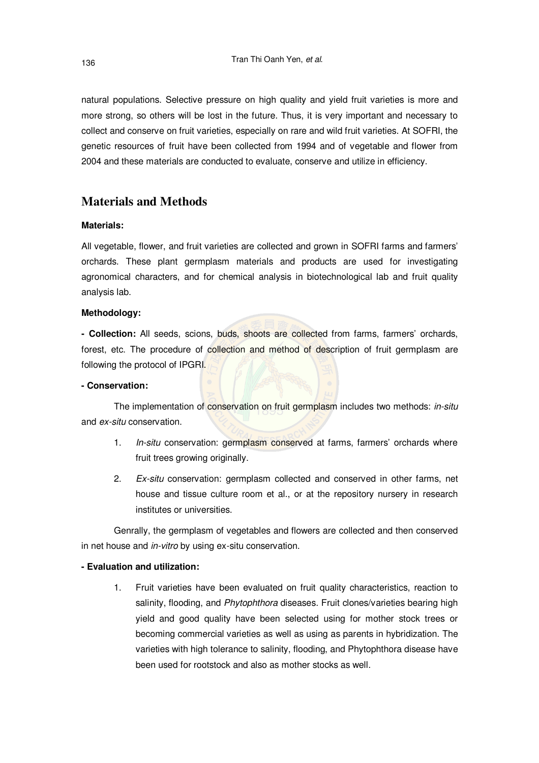natural populations. Selective pressure on high quality and yield fruit varieties is more and more strong, so others will be lost in the future. Thus, it is very important and necessary to collect and conserve on fruit varieties, especially on rare and wild fruit varieties. At SOFRI, the genetic resources of fruit have been collected from 1994 and of vegetable and flower from 2004 and these materials are conducted to evaluate, conserve and utilize in efficiency.

## Materials and Methods

**Materials:**

All vegetable, flower, and fruit varieties are collected and grown in SOFRI farms and farmers' orchards. These plant germplasm materials and products are used for investigating agronomical characters, and for chemical analysis in biotechnological lab and fruit quality analysis lab.

**Methodology:**

**- Collection:** All seeds, scions, buds, shoots are collected from farms, farmers' orchards, forest, etc. The procedure of collection and method of description of fruit germplasm are following the protocol of IPGRI.

**- Conservation:**

The implementation of conservation on fruit germplasm includes two methods: *in-situ* and *ex-situ* conservation.

1. *In-situ* conservation: germplasm conserved at farms, farmers' orchards where fruit trees growing originally.
2. *Ex-situ* conservation: germplasm collected and conserved in other farms, net house and tissue culture room et al., or at the repository nursery in research institutes or universities.

Genrally, the germplasm of vegetables and flowers are collected and then conserved in net house and *in-vitro* by using ex-situ conservation.

**- Evaluation and utilization:**

1. Fruit varieties have been evaluated on fruit quality characteristics, reaction to salinity, flooding, and *Phytophthora* diseases. Fruit clones/varieties bearing high yield and good quality have been selected using for mother stock trees or becoming commercial varieties as well as using as parents in hybridization. The varieties with high tolerance to salinity, flooding, and Phytophthora disease have been used for rootstock and also as mother stocks as well.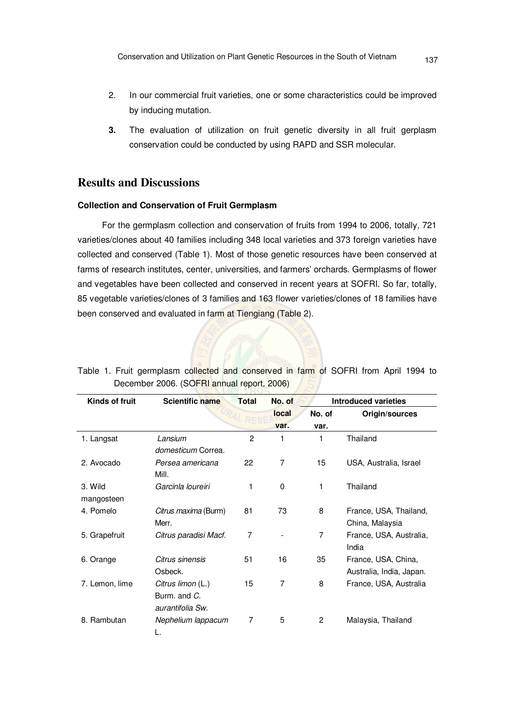2. In our commercial fruit varieties, one or some characteristics could be improved by inducing mutation.

3. The evaluation of utilization on fruit genetic diversity in all fruit gerplasm conservation could be conducted by using RAPD and SSR molecular.

## Results and Discussions

### Collection and Conservation of Fruit Germplasm

For the germplasm collection and conservation of fruits from 1994 to 2006, totally, 721 varieties/clones about 40 families including 348 local varieties and 373 foreign varieties have collected and conserved (Table 1). Most of those genetic resources have been conserved at farms of research institutes, center, universities, and farmers' orchards. Germplasms of flower and vegetables have been collected and conserved in recent years at SOFRI. So far, totally, 85 vegetable varieties/clones of 3 families and 163 flower varieties/clones of 18 families have been conserved and evaluated in farm at Tiengiang (Table 2).

Table 1. Fruit germplasm collected and conserved in farm of SOFRI from April 1994 to December 2006. (SOFRI annual report, 2006)

| Kinds of fruit | Scientific name | Total | No. of local var. | Introduced varieties | |
|---|---|---|---|---|---|
| | | | | No. of var. | Origin/sources |
| 1. Langsat | *Lansium domesticum* Correa. | 2 | 1 | 1 | Thailand |
| 2. Avocado | *Persea americana* Mill. | 22 | 7 | 15 | USA, Australia, Israel |
| 3. Wild mangosteen | *Garcinla loureiri* | 1 | 0 | 1 | Thailand |
| 4. Pomelo | *Citrus maxima* (Burm) Merr. | 81 | 73 | 8 | France, USA, Thailand, China, Malaysia |
| 5. Grapefruit | *Citrus paradisi Macf.* | 7 | - | 7 | France, USA, Australia, India |
| 6. Orange | *Citrus sinensis* Osbeck. | 51 | 16 | 35 | France, USA, China, Australia, India, Japan. |
| 7. Lemon, lime | *Citrus limon* (L.) Burm. and *C. aurantifolia Sw.* | 15 | 7 | 8 | France, USA, Australia |
| 8. Rambutan | *Nephelium lappacum* L. | 7 | 5 | 2 | Malaysia, Thailand |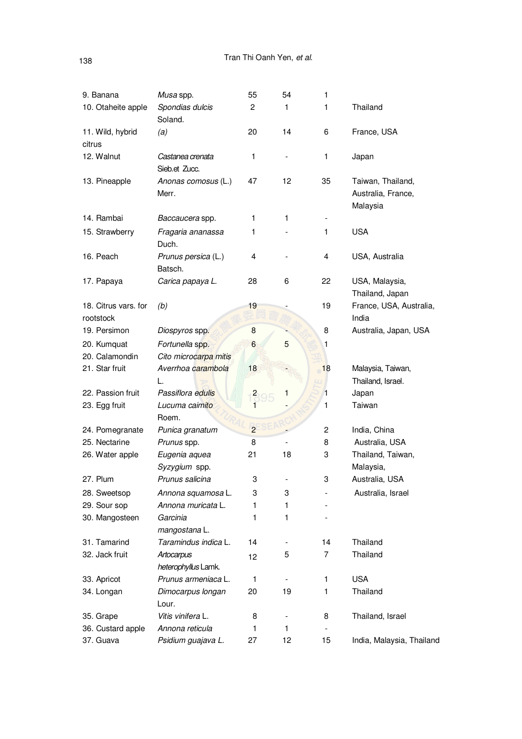| | | | | | |
|---|---|---|---|---|---|
| 9. Banana | *Musa* spp. | 55 | 54 | 1 | |
| 10. Otaheite apple | *Spondias dulcis* Soland. | 2 | 1 | 1 | Thailand |
| 11. Wild, hybrid citrus | *(a)* | 20 | 14 | 6 | France, USA |
| 12. Walnut | *Castanea crenata* Sieb.et Zucc. | 1 | - | 1 | Japan |
| 13. Pineapple | *Anonas comosus* (L.) Merr. | 47 | 12 | 35 | Taiwan, Thailand, Australia, France, Malaysia |
| 14. Rambai | *Baccaucera* spp. | 1 | 1 | - | |
| 15. Strawberry | *Fragaria ananassa* Duch. | 1 | - | 1 | USA |
| 16. Peach | *Prunus persica* (L.) Batsch. | 4 | - | 4 | USA, Australia |
| 17. Papaya | *Carica papaya L.* | 28 | 6 | 22 | USA, Malaysia, Thailand, Japan |
| 18. Citrus vars. for rootstock | *(b)* | 19 | - | 19 | France, USA, Australia, India |
| 19. Persimon | *Diospyros* spp. | 8 | - | 8 | Australia, Japan, USA |
| 20. Kumquat | *Fortunella* spp. | 6 | 5 | 1 | |
| 20. Calamondin | *Cito microcarpa mitis* | | | | |
| 21. Star fruit | *Averrhoa carambola* L. | 18 | - | 18 | Malaysia, Taiwan, Thailand, Israel. |
| 22. Passion fruit | *Passiflora edulis* | 2 | 1 | 1 | Japan |
| 23. Egg fruit | *Lucuma caimito* Roem. | 1 | - | 1 | Taiwan |
| 24. Pomegranate | *Punica granatum* | 2 | - | 2 | India, China |
| 25. Nectarine | *Prunus* spp. | 8 | - | 8 | Australia, USA |
| 26. Water apple | *Eugenia aquea Syzygium* spp. | 21 | 18 | 3 | Thailand, Taiwan, Malaysia, |
| 27. Plum | *Prunus salicina* | 3 | - | 3 | Australia, USA |
| 28. Sweetsop | *Annona squamosa* L. | 3 | 3 | - | Australia, Israel |
| 29. Sour sop | *Annona muricata* L. | 1 | 1 | - | |
| 30. Mangosteen | *Garcinia mangostana* L. | 1 | 1 | - | |
| 31. Tamarind | *Taramindus indica* L. | 14 | - | 14 | Thailand |
| 32. Jack fruit | *Artocarpus heterophyllus* Lamk. | 12 | 5 | 7 | Thailand |
| 33. Apricot | *Prunus armeniaca* L. | 1 | - | 1 | USA |
| 34. Longan | *Dimocarpus longan* Lour. | 20 | 19 | 1 | Thailand |
| 35. Grape | *Vitis vinifera* L. | 8 | - | 8 | Thailand, Israel |
| 36. Custard apple | *Annona reticula* | 1 | 1 | - | |
| 37. Guava | *Psidium guajava L.* | 27 | 12 | 15 | India, Malaysia, Thailand |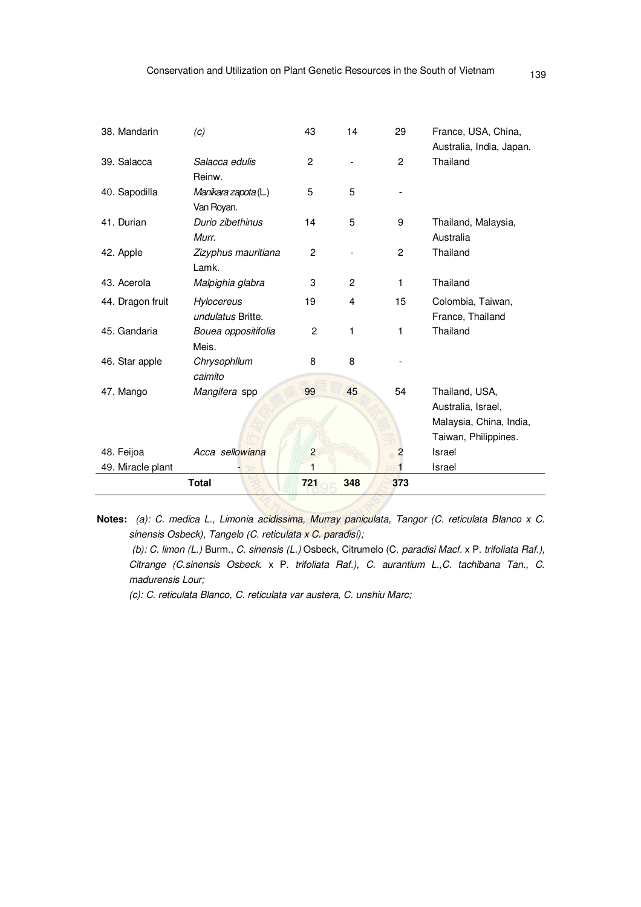| 38. Mandarin | *(c)* | 43 | 14 | 29 | France, USA, China, Australia, India, Japan. |
|---|---|---|---|---|---|
| 39. Salacca | *Salacca edulis* Reinw. | 2 | - | 2 | Thailand |
| 40. Sapodilla | *Manikara zapota* (L.) Van Royan. | 5 | 5 | - | |
| 41. Durian | *Durio zibethinus* Murr. | 14 | 5 | 9 | Thailand, Malaysia, Australia |
| 42. Apple | *Zizyphus mauritiana* Lamk. | 2 | - | 2 | Thailand |
| 43. Acerola | *Malpighia glabra* | 3 | 2 | 1 | Thailand |
| 44. Dragon fruit | *Hylocereus undulatus* Britte. | 19 | 4 | 15 | Colombia, Taiwan, France, Thailand |
| 45. Gandaria | *Bouea oppositifolia* Meis. | 2 | 1 | 1 | Thailand |
| 46. Star apple | *Chrysophllum caimito* | 8 | 8 | - | |
| 47. Mango | *Mangifera* spp | 99 | 45 | 54 | Thailand, USA, Australia, Israel, Malaysia, China, India, Taiwan, Philippines. |
| 48. Feijoa | *Acca sellowiana* | 2 | | 2 | Israel |
| 49. Miracle plant | - | 1 | | 1 | Israel |
| | **Total** | **721** | **348** | **373** | |

**Notes:** *(a): C. medica L., Limonia acidissima, Murray paniculata, Tangor (C. reticulata Blanco x C. sinensis Osbeck), Tangelo (C. reticulata x C. paradisi);*

*(b): C. limon (L.)* Burm., *C. sinensis (L.)* Osbeck, Citrumelo (C. *paradisi Macf.* x P. *trifoliata Raf.), Citrange (C.sinensis Osbeck.* x P. *trifoliata Raf.), C. aurantium L.,C. tachibana Tan., C. madurensis Lour;*

*(c): C. reticulata Blanco, C. reticulata var austera, C. unshiu Marc;*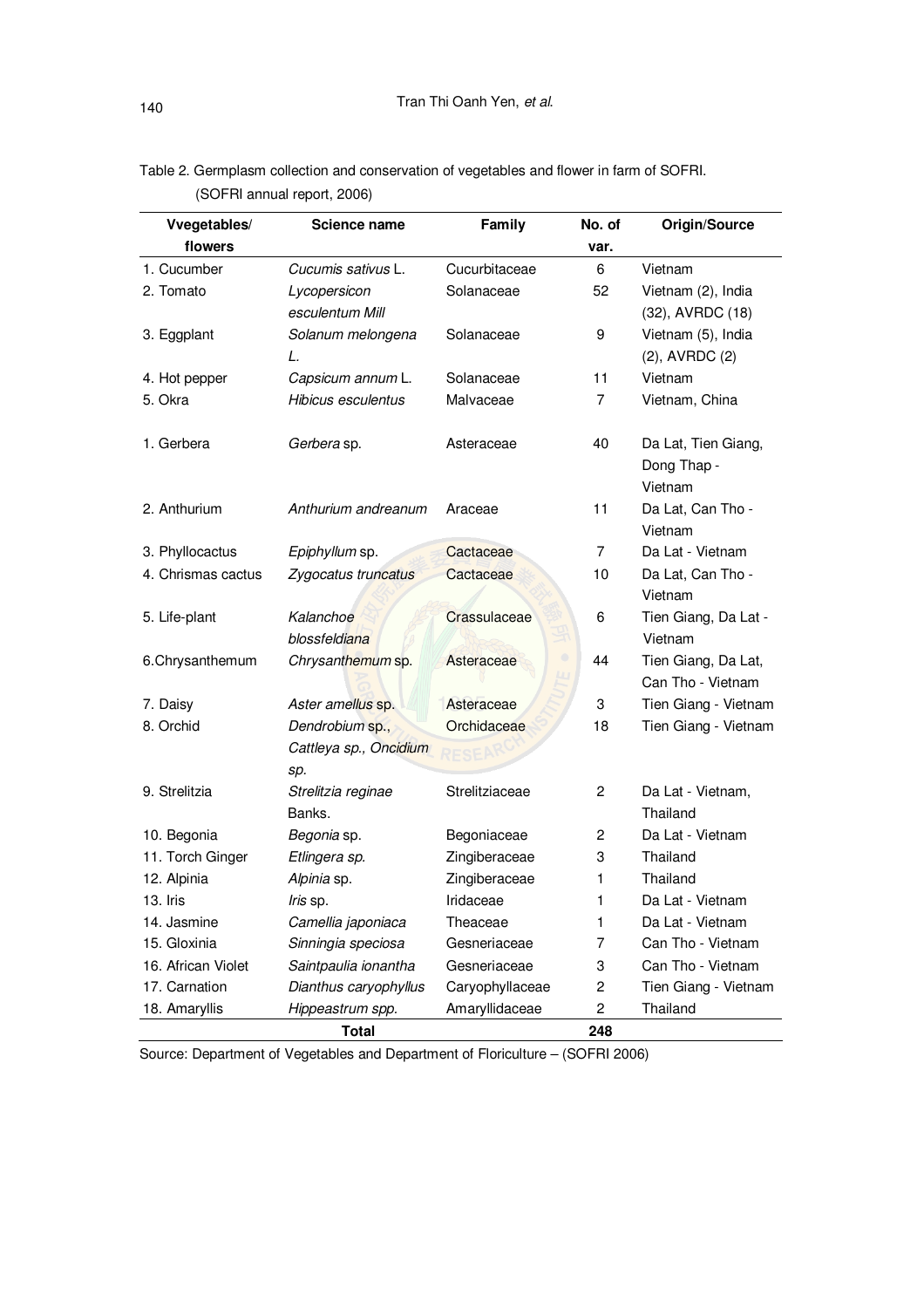Table 2. Germplasm collection and conservation of vegetables and flower in farm of SOFRI. (SOFRI annual report, 2006)

| Vvegetables/ flowers | Science name | Family | No. of var. | Origin/Source |
|---|---|---|---|---|
| 1. Cucumber | *Cucumis sativus* L. | Cucurbitaceae | 6 | Vietnam |
| 2. Tomato | *Lycopersicon esculentum Mill* | Solanaceae | 52 | Vietnam (2), India (32), AVRDC (18) |
| 3. Eggplant | *Solanum melongena L.* | Solanaceae | 9 | Vietnam (5), India (2), AVRDC (2) |
| 4. Hot pepper | *Capsicum annum* L. | Solanaceae | 11 | Vietnam |
| 5. Okra | *Hibicus esculentus* | Malvaceae | 7 | Vietnam, China |
| 1. Gerbera | *Gerbera* sp. | Asteraceae | 40 | Da Lat, Tien Giang, Dong Thap - Vietnam |
| 2. Anthurium | *Anthurium andreanum* | Araceae | 11 | Da Lat, Can Tho - Vietnam |
| 3. Phyllocactus | *Epiphyllum* sp. | Cactaceae | 7 | Da Lat - Vietnam |
| 4. Chrismas cactus | *Zygocatus truncatus* | Cactaceae | 10 | Da Lat, Can Tho - Vietnam |
| 5. Life-plant | *Kalanchoe blossfeldiana* | Crassulaceae | 6 | Tien Giang, Da Lat - Vietnam |
| 6.Chrysanthemum | *Chrysanthemum* sp. | Asteraceae | 44 | Tien Giang, Da Lat, Can Tho - Vietnam |
| 7. Daisy | *Aster amellus* sp. | Asteraceae | 3 | Tien Giang - Vietnam |
| 8. Orchid | *Dendrobium* sp., *Cattleya sp., Oncidium sp.* | Orchidaceae | 18 | Tien Giang - Vietnam |
| 9. Strelitzia | *Strelitzia reginae* Banks. | Strelitziaceae | 2 | Da Lat - Vietnam, Thailand |
| 10. Begonia | *Begonia* sp. | Begoniaceae | 2 | Da Lat - Vietnam |
| 11. Torch Ginger | *Etlingera sp.* | Zingiberaceae | 3 | Thailand |
| 12. Alpinia | *Alpinia* sp. | Zingiberaceae | 1 | Thailand |
| 13. Iris | *Iris* sp. | Iridaceae | 1 | Da Lat - Vietnam |
| 14. Jasmine | *Camellia japoniaca* | Theaceae | 1 | Da Lat - Vietnam |
| 15. Gloxinia | *Sinningia speciosa* | Gesneriaceae | 7 | Can Tho - Vietnam |
| 16. African Violet | *Saintpaulia ionantha* | Gesneriaceae | 3 | Can Tho - Vietnam |
| 17. Carnation | *Dianthus caryophyllus* | Caryophyllaceae | 2 | Tien Giang - Vietnam |
| 18. Amaryllis | *Hippeastrum spp.* | Amaryllidaceae | 2 | Thailand |
| | **Total** | | **248** | |

Source: Department of Vegetables and Department of Floriculture – (SOFRI 2006)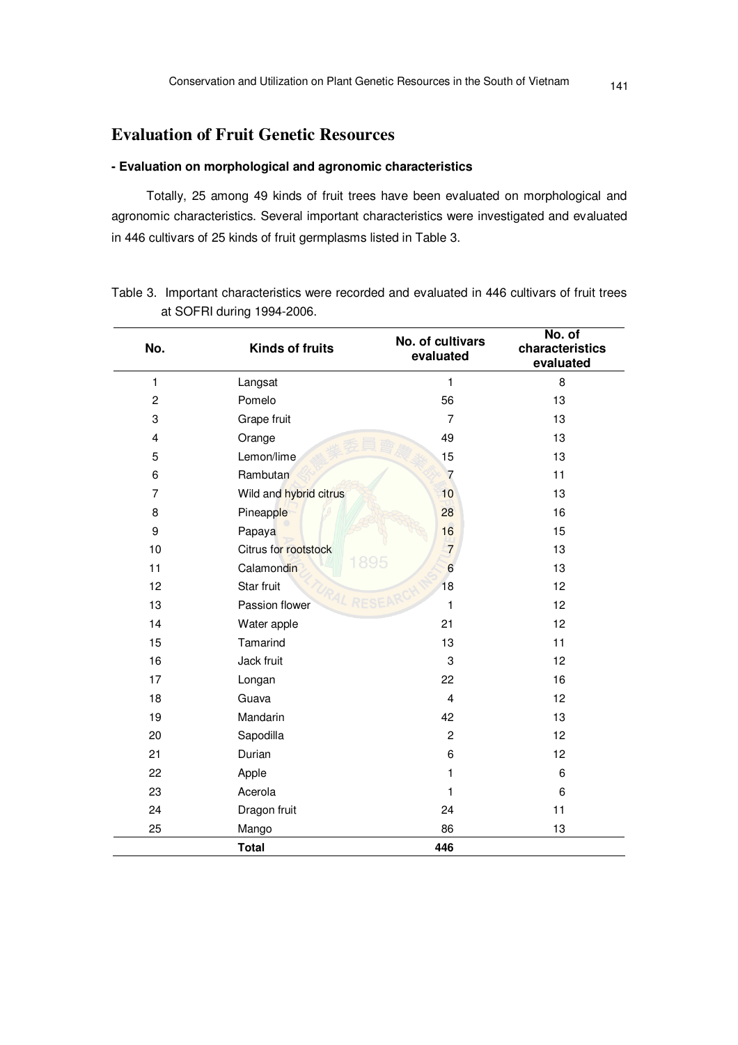## Evaluation of Fruit Genetic Resources

**- Evaluation on morphological and agronomic characteristics**

Totally, 25 among 49 kinds of fruit trees have been evaluated on morphological and agronomic characteristics. Several important characteristics were investigated and evaluated in 446 cultivars of 25 kinds of fruit germplasms listed in Table 3.

Table 3. Important characteristics were recorded and evaluated in 446 cultivars of fruit trees at SOFRI during 1994-2006.

| No. | Kinds of fruits | No. of cultivars evaluated | No. of characteristics evaluated |
|---|---|---|---|
| 1 | Langsat | 1 | 8 |
| 2 | Pomelo | 56 | 13 |
| 3 | Grape fruit | 7 | 13 |
| 4 | Orange | 49 | 13 |
| 5 | Lemon/lime | 15 | 13 |
| 6 | Rambutan | 7 | 11 |
| 7 | Wild and hybrid citrus | 10 | 13 |
| 8 | Pineapple | 28 | 16 |
| 9 | Papaya | 16 | 15 |
| 10 | Citrus for rootstock | 7 | 13 |
| 11 | Calamondin | 6 | 13 |
| 12 | Star fruit | 18 | 12 |
| 13 | Passion flower | 1 | 12 |
| 14 | Water apple | 21 | 12 |
| 15 | Tamarind | 13 | 11 |
| 16 | Jack fruit | 3 | 12 |
| 17 | Longan | 22 | 16 |
| 18 | Guava | 4 | 12 |
| 19 | Mandarin | 42 | 13 |
| 20 | Sapodilla | 2 | 12 |
| 21 | Durian | 6 | 12 |
| 22 | Apple | 1 | 6 |
| 23 | Acerola | 1 | 6 |
| 24 | Dragon fruit | 24 | 11 |
| 25 | Mango | 86 | 13 |
| | **Total** | **446** | |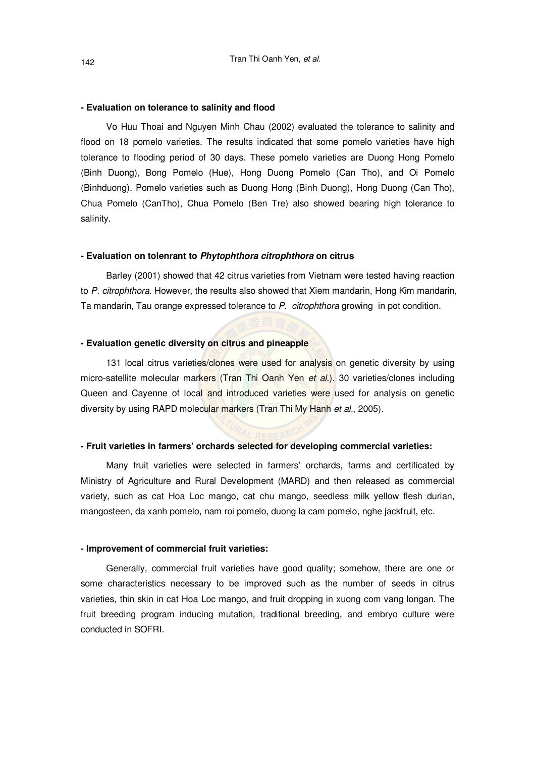**- Evaluation on tolerance to salinity and flood**

Vo Huu Thoai and Nguyen Minh Chau (2002) evaluated the tolerance to salinity and flood on 18 pomelo varieties. The results indicated that some pomelo varieties have high tolerance to flooding period of 30 days. These pomelo varieties are Duong Hong Pomelo (Binh Duong), Bong Pomelo (Hue), Hong Duong Pomelo (Can Tho), and Oi Pomelo (Binhduong). Pomelo varieties such as Duong Hong (Binh Duong), Hong Duong (Can Tho), Chua Pomelo (CanTho), Chua Pomelo (Ben Tre) also showed bearing high tolerance to salinity.

**- Evaluation on tolenrant to *Phytophthora citrophthora* on citrus**

Barley (2001) showed that 42 citrus varieties from Vietnam were tested having reaction to *P. citrophthora*. However, the results also showed that Xiem mandarin, Hong Kim mandarin, Ta mandarin, Tau orange expressed tolerance to *P. citrophthora* growing in pot condition.

**- Evaluation genetic diversity on citrus and pineapple**

131 local citrus varieties/clones were used for analysis on genetic diversity by using micro-satellite molecular markers (Tran Thi Oanh Yen *et al.*). 30 varieties/clones including Queen and Cayenne of local and introduced varieties were used for analysis on genetic diversity by using RAPD molecular markers (Tran Thi My Hanh *et al.*, 2005).

**- Fruit varieties in farmers' orchards selected for developing commercial varieties:**

Many fruit varieties were selected in farmers' orchards, farms and certificated by Ministry of Agriculture and Rural Development (MARD) and then released as commercial variety, such as cat Hoa Loc mango, cat chu mango, seedless milk yellow flesh durian, mangosteen, da xanh pomelo, nam roi pomelo, duong la cam pomelo, nghe jackfruit, etc.

**- Improvement of commercial fruit varieties:**

Generally, commercial fruit varieties have good quality; somehow, there are one or some characteristics necessary to be improved such as the number of seeds in citrus varieties, thin skin in cat Hoa Loc mango, and fruit dropping in xuong com vang longan. The fruit breeding program inducing mutation, traditional breeding, and embryo culture were conducted in SOFRI.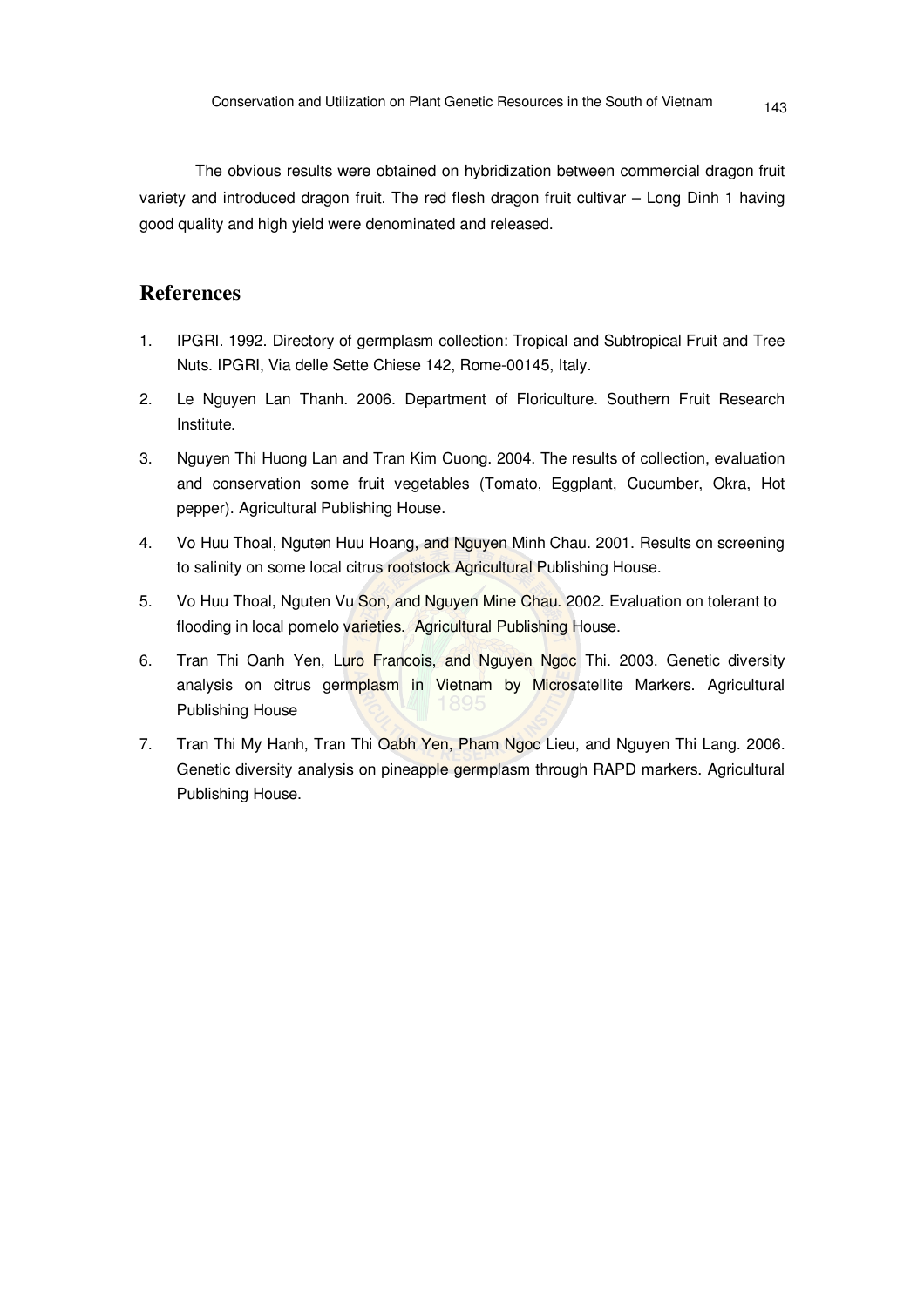The obvious results were obtained on hybridization between commercial dragon fruit variety and introduced dragon fruit. The red flesh dragon fruit cultivar – Long Dinh 1 having good quality and high yield were denominated and released.

## References

1. IPGRI. 1992. Directory of germplasm collection: Tropical and Subtropical Fruit and Tree Nuts. IPGRI, Via delle Sette Chiese 142, Rome-00145, Italy.
2. Le Nguyen Lan Thanh. 2006. Department of Floriculture. Southern Fruit Research Institute.
3. Nguyen Thi Huong Lan and Tran Kim Cuong. 2004. The results of collection, evaluation and conservation some fruit vegetables (Tomato, Eggplant, Cucumber, Okra, Hot pepper). Agricultural Publishing House.
4. Vo Huu Thoal, Nguten Huu Hoang, and Nguyen Minh Chau. 2001. Results on screening to salinity on some local citrus rootstock Agricultural Publishing House.
5. Vo Huu Thoal, Nguten Vu Son, and Nguyen Mine Chau. 2002. Evaluation on tolerant to flooding in local pomelo varieties. Agricultural Publishing House.
6. Tran Thi Oanh Yen, Luro Francois, and Nguyen Ngoc Thi. 2003. Genetic diversity analysis on citrus germplasm in Vietnam by Microsatellite Markers. Agricultural Publishing House
7. Tran Thi My Hanh, Tran Thi Oabh Yen, Pham Ngoc Lieu, and Nguyen Thi Lang. 2006. Genetic diversity analysis on pineapple germplasm through RAPD markers. Agricultural Publishing House.